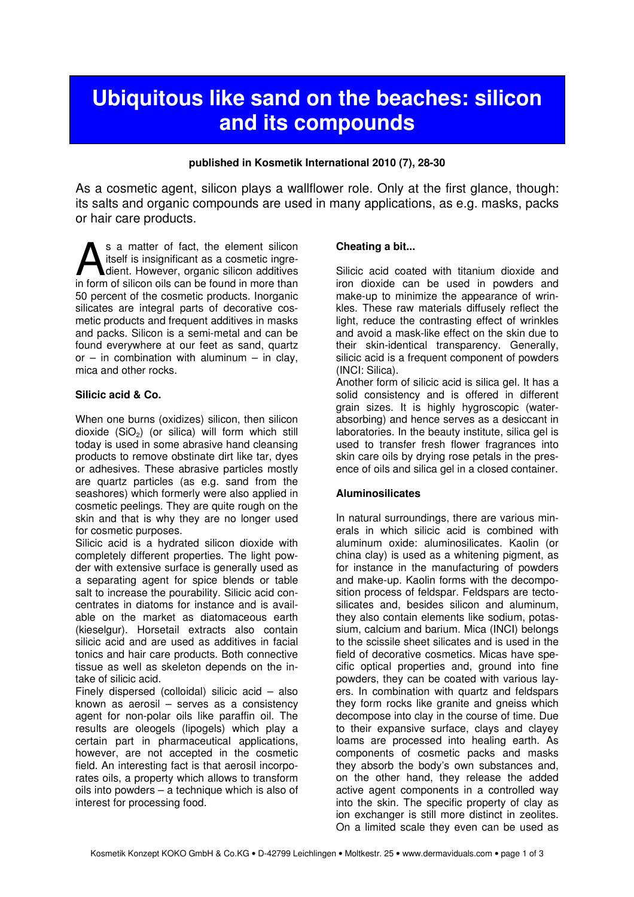# Ubiquitous like sand on the beaches: silicon and its compounds

**published in Kosmetik International 2010 (7), 28-30**

As a cosmetic agent, silicon plays a wallflower role. Only at the first glance, though: its salts and organic compounds are used in many applications, as e.g. masks, packs or hair care products.

As a matter of fact, the element silicon itself is insignificant as a cosmetic ingredient. However, organic silicon additives in form of silicon oils can be found in more than 50 percent of the cosmetic products. Inorganic silicates are integral parts of decorative cosmetic products and frequent additives in masks and packs. Silicon is a semi-metal and can be found everywhere at our feet as sand, quartz or – in combination with aluminum – in clay, mica and other rocks.

### Silicic acid & Co.

When one burns (oxidizes) silicon, then silicon dioxide ($SiO_2$) (or silica) will form which still today is used in some abrasive hand cleansing products to remove obstinate dirt like tar, dyes or adhesives. These abrasive particles mostly are quartz particles (as e.g. sand from the seashores) which formerly were also applied in cosmetic peelings. They are quite rough on the skin and that is why they are no longer used for cosmetic purposes.

Silicic acid is a hydrated silicon dioxide with completely different properties. The light powder with extensive surface is generally used as a separating agent for spice blends or table salt to increase the pourability. Silicic acid concentrates in diatoms for instance and is available on the market as diatomaceous earth (kieselgur). Horsetail extracts also contain silicic acid and are used as additives in facial tonics and hair care products. Both connective tissue as well as skeleton depends on the intake of silicic acid.

Finely dispersed (colloidal) silicic acid – also known as aerosil – serves as a consistency agent for non-polar oils like paraffin oil. The results are oleogels (lipogels) which play a certain part in pharmaceutical applications, however, are not accepted in the cosmetic field. An interesting fact is that aerosil incorporates oils, a property which allows to transform oils into powders – a technique which is also of interest for processing food.

### Cheating a bit...

Silicic acid coated with titanium dioxide and iron dioxide can be used in powders and make-up to minimize the appearance of wrinkles. These raw materials diffusely reflect the light, reduce the contrasting effect of wrinkles and avoid a mask-like effect on the skin due to their skin-identical transparency. Generally, silicic acid is a frequent component of powders (INCI: Silica).

Another form of silicic acid is silica gel. It has a solid consistency and is offered in different grain sizes. It is highly hygroscopic (water-absorbing) and hence serves as a desiccant in laboratories. In the beauty institute, silica gel is used to transfer fresh flower fragrances into skin care oils by drying rose petals in the presence of oils and silica gel in a closed container.

### Aluminosilicates

In natural surroundings, there are various minerals in which silicic acid is combined with aluminum oxide: aluminosilicates. Kaolin (or china clay) is used as a whitening pigment, as for instance in the manufacturing of powders and make-up. Kaolin forms with the decomposition process of feldspar. Feldspars are tectosilicates and, besides silicon and aluminum, they also contain elements like sodium, potassium, calcium and barium. Mica (INCI) belongs to the scissile sheet silicates and is used in the field of decorative cosmetics. Micas have specific optical properties and, ground into fine powders, they can be coated with various layers. In combination with quartz and feldspars they form rocks like granite and gneiss which decompose into clay in the course of time. Due to their expansive surface, clays and clayey loams are processed into healing earth. As components of cosmetic packs and masks they absorb the body's own substances and, on the other hand, they release the added active agent components in a controlled way into the skin. The specific property of clay as ion exchanger is still more distinct in zeolites. On a limited scale they even can be used as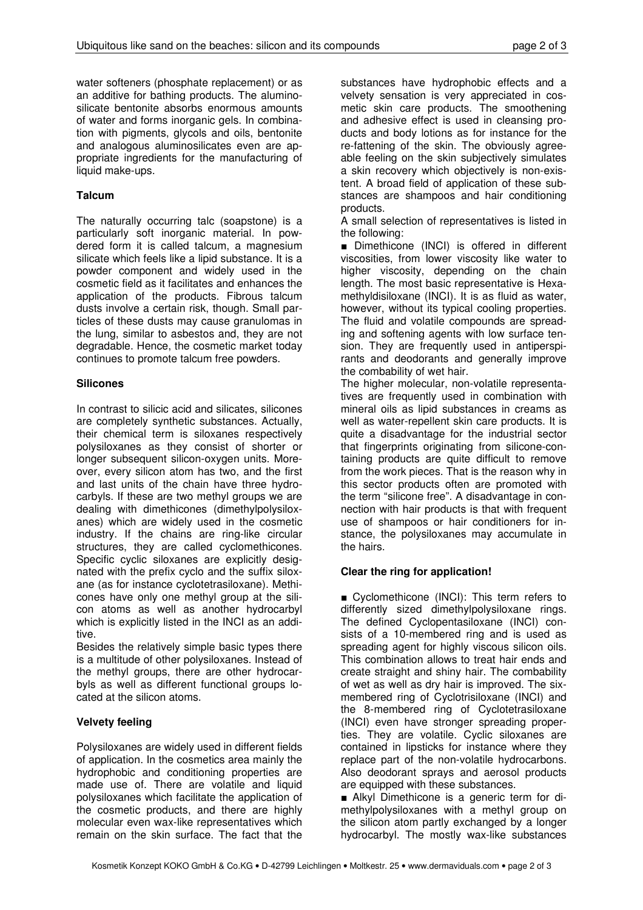water softeners (phosphate replacement) or as an additive for bathing products. The aluminosilicate bentonite absorbs enormous amounts of water and forms inorganic gels. In combination with pigments, glycols and oils, bentonite and analogous aluminosilicates even are appropriate ingredients for the manufacturing of liquid make-ups.

**Talcum**

The naturally occurring talc (soapstone) is a particularly soft inorganic material. In powdered form it is called talcum, a magnesium silicate which feels like a lipid substance. It is a powder component and widely used in the cosmetic field as it facilitates and enhances the application of the products. Fibrous talcum dusts involve a certain risk, though. Small particles of these dusts may cause granulomas in the lung, similar to asbestos and, they are not degradable. Hence, the cosmetic market today continues to promote talcum free powders.

**Silicones**

In contrast to silicic acid and silicates, silicones are completely synthetic substances. Actually, their chemical term is siloxanes respectively polysiloxanes as they consist of shorter or longer subsequent silicon-oxygen units. Moreover, every silicon atom has two, and the first and last units of the chain have three hydrocarbyls. If these are two methyl groups we are dealing with dimethicones (dimethylpolysiloxanes) which are widely used in the cosmetic industry. If the chains are ring-like circular structures, they are called cyclomethicones. Specific cyclic siloxanes are explicitly designated with the prefix cyclo and the suffix siloxane (as for instance cyclotetrasiloxane). Methicones have only one methyl group at the silicon atoms as well as another hydrocarbyl which is explicitly listed in the INCI as an additive.

Besides the relatively simple basic types there is a multitude of other polysiloxanes. Instead of the methyl groups, there are other hydrocarbyls as well as different functional groups located at the silicon atoms.

**Velvety feeling**

Polysiloxanes are widely used in different fields of application. In the cosmetics area mainly the hydrophobic and conditioning properties are made use of. There are volatile and liquid polysiloxanes which facilitate the application of the cosmetic products, and there are highly molecular even wax-like representatives which remain on the skin surface. The fact that the substances have hydrophobic effects and a velvety sensation is very appreciated in cosmetic skin care products. The smoothening and adhesive effect is used in cleansing products and body lotions as for instance for the re-fattening of the skin. The obviously agreeable feeling on the skin subjectively simulates a skin recovery which objectively is non-existent. A broad field of application of these substances are shampoos and hair conditioning products.

A small selection of representatives is listed in the following:

■ Dimethicone (INCI) is offered in different viscosities, from lower viscosity like water to higher viscosity, depending on the chain length. The most basic representative is Hexamethyldisiloxane (INCI). It is as fluid as water, however, without its typical cooling properties. The fluid and volatile compounds are spreading and softening agents with low surface tension. They are frequently used in antiperspirants and deodorants and generally improve the combability of wet hair.

The higher molecular, non-volatile representatives are frequently used in combination with mineral oils as lipid substances in creams as well as water-repellent skin care products. It is quite a disadvantage for the industrial sector that fingerprints originating from silicone-containing products are quite difficult to remove from the work pieces. That is the reason why in this sector products often are promoted with the term "silicone free". A disadvantage in connection with hair products is that with frequent use of shampoos or hair conditioners for instance, the polysiloxanes may accumulate in the hairs.

**Clear the ring for application!**

■ Cyclomethicone (INCI): This term refers to differently sized dimethylpolysiloxane rings. The defined Cyclopentasiloxane (INCI) consists of a 10-membered ring and is used as spreading agent for highly viscous silicon oils. This combination allows to treat hair ends and create straight and shiny hair. The combability of wet as well as dry hair is improved. The six-membered ring of Cyclotrisiloxane (INCI) and the 8-membered ring of Cyclotetrasiloxane (INCI) even have stronger spreading properties. They are volatile. Cyclic siloxanes are contained in lipsticks for instance where they replace part of the non-volatile hydrocarbons. Also deodorant sprays and aerosol products are equipped with these substances.

■ Alkyl Dimethicone is a generic term for dimethylpolysiloxanes with a methyl group on the silicon atom partly exchanged by a longer hydrocarbyl. The mostly wax-like substances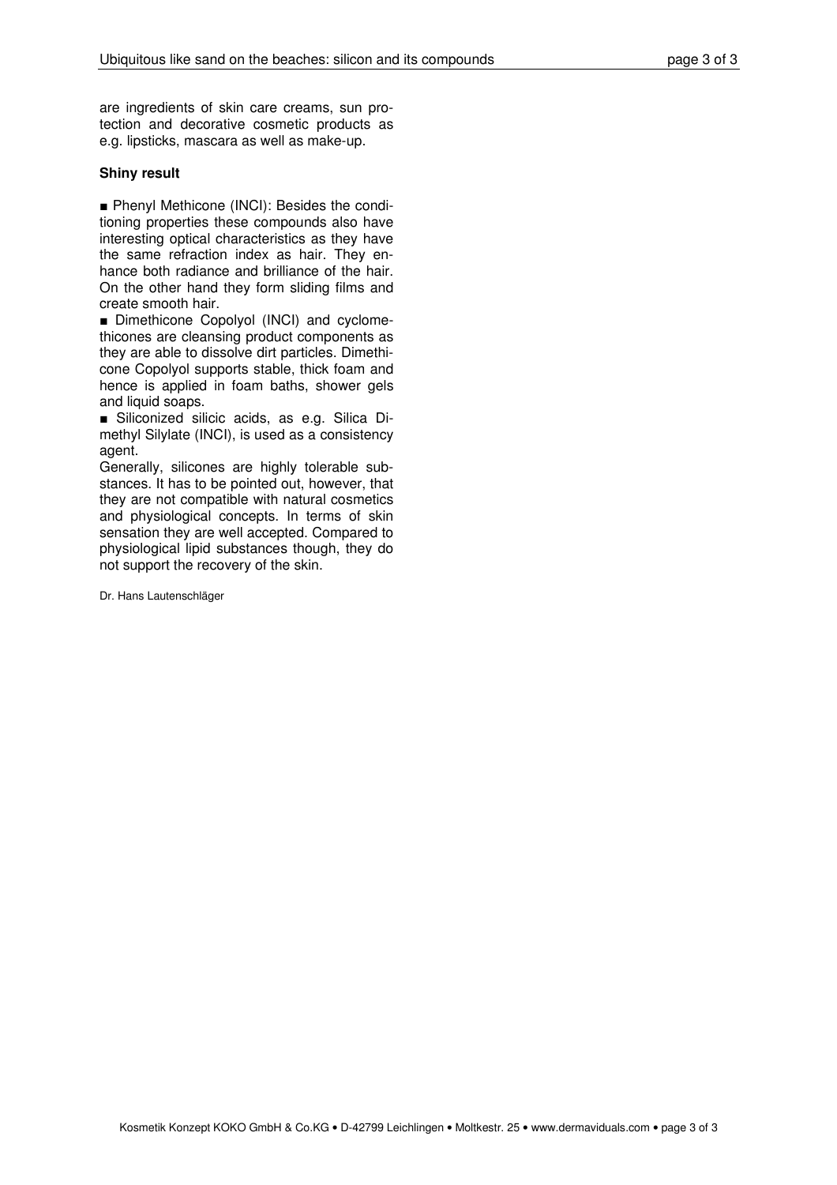are ingredients of skin care creams, sun protection and decorative cosmetic products as e.g. lipsticks, mascara as well as make-up.

**Shiny result**

■ Phenyl Methicone (INCI): Besides the conditioning properties these compounds also have interesting optical characteristics as they have the same refraction index as hair. They enhance both radiance and brilliance of the hair. On the other hand they form sliding films and create smooth hair.

■ Dimethicone Copolyol (INCI) and cyclomethicones are cleansing product components as they are able to dissolve dirt particles. Dimethicone Copolyol supports stable, thick foam and hence is applied in foam baths, shower gels and liquid soaps.

■ Siliconized silicic acids, as e.g. Silica Dimethyl Silylate (INCI), is used as a consistency agent.

Generally, silicones are highly tolerable substances. It has to be pointed out, however, that they are not compatible with natural cosmetics and physiological concepts. In terms of skin sensation they are well accepted. Compared to physiological lipid substances though, they do not support the recovery of the skin.

Dr. Hans Lautenschläger